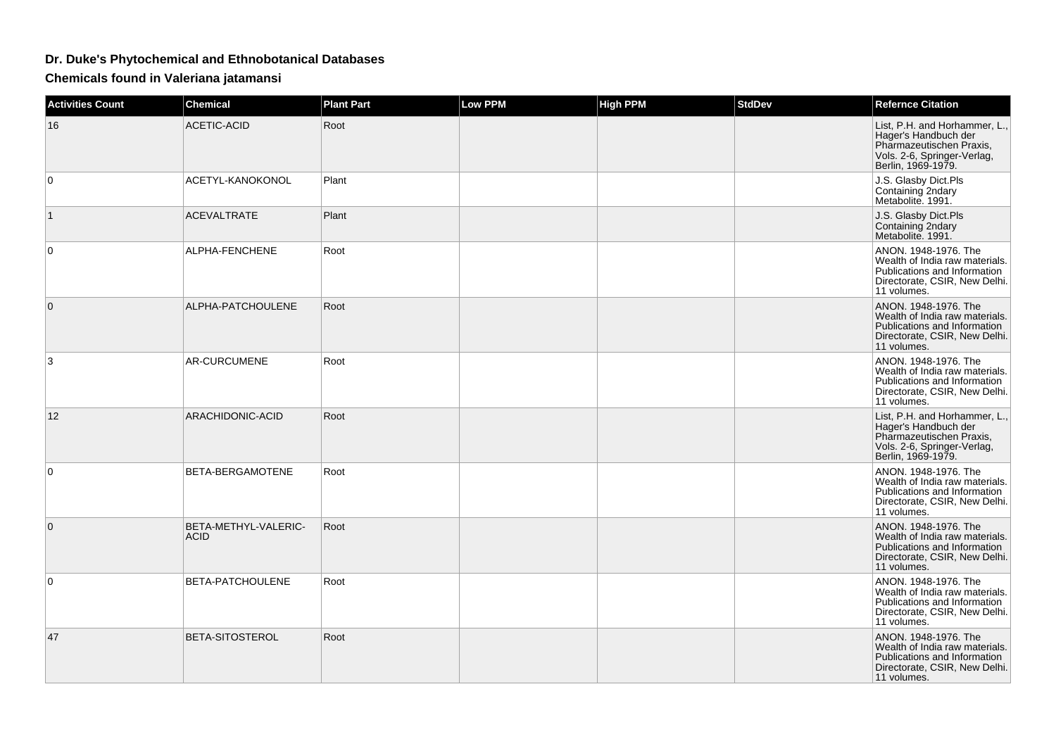# Dr. Duke's Phytochemical and Ethnobotanical Databases

## Chemicals found in Valeriana jatamansi

| Activities Count | Chemical | Plant Part | Low PPM | High PPM | StdDev | Refernce Citation |
|---|---|---|---|---|---|---|
| 16 | ACETIC-ACID | Root | | | | List, P.H. and Horhammer, L., Hager's Handbuch der Pharmazeutischen Praxis, Vols. 2-6, Springer-Verlag, Berlin, 1969-1979. |
| 0 | ACETYL-KANOKONOL | Plant | | | | J.S. Glasby Dict.Pls Containing 2ndary Metabolite. 1991. |
| 1 | ACEVALTRATE | Plant | | | | J.S. Glasby Dict.Pls Containing 2ndary Metabolite. 1991. |
| 0 | ALPHA-FENCHENE | Root | | | | ANON. 1948-1976. The Wealth of India raw materials. Publications and Information Directorate, CSIR, New Delhi. 11 volumes. |
| 0 | ALPHA-PATCHOULENE | Root | | | | ANON. 1948-1976. The Wealth of India raw materials. Publications and Information Directorate, CSIR, New Delhi. 11 volumes. |
| 3 | AR-CURCUMENE | Root | | | | ANON. 1948-1976. The Wealth of India raw materials. Publications and Information Directorate, CSIR, New Delhi. 11 volumes. |
| 12 | ARACHIDONIC-ACID | Root | | | | List, P.H. and Horhammer, L., Hager's Handbuch der Pharmazeutischen Praxis, Vols. 2-6, Springer-Verlag, Berlin, 1969-1979. |
| 0 | BETA-BERGAMOTENE | Root | | | | ANON. 1948-1976. The Wealth of India raw materials. Publications and Information Directorate, CSIR, New Delhi. 11 volumes. |
| 0 | BETA-METHYL-VALERIC-ACID | Root | | | | ANON. 1948-1976. The Wealth of India raw materials. Publications and Information Directorate, CSIR, New Delhi. 11 volumes. |
| 0 | BETA-PATCHOULENE | Root | | | | ANON. 1948-1976. The Wealth of India raw materials. Publications and Information Directorate, CSIR, New Delhi. 11 volumes. |
| 47 | BETA-SITOSTEROL | Root | | | | ANON. 1948-1976. The Wealth of India raw materials. Publications and Information Directorate, CSIR, New Delhi. 11 volumes. |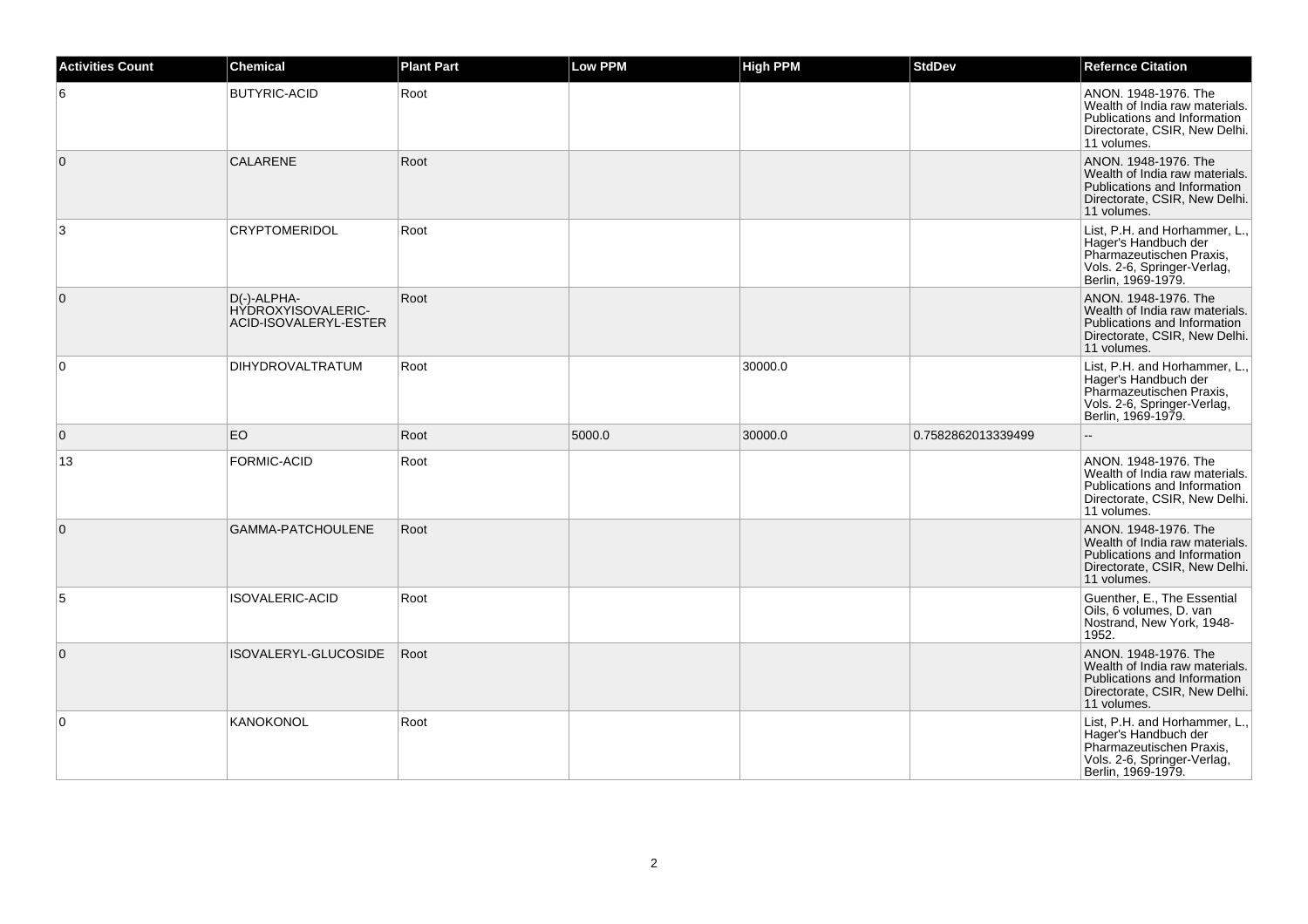| Activities Count | Chemical | Plant Part | Low PPM | High PPM | StdDev | Refernce Citation |
| --- | --- | --- | --- | --- | --- | --- |
| 6 | BUTYRIC-ACID | Root | | | | ANON. 1948-1976. The Wealth of India raw materials. Publications and Information Directorate, CSIR, New Delhi. 11 volumes. |
| 0 | CALARENE | Root | | | | ANON. 1948-1976. The Wealth of India raw materials. Publications and Information Directorate, CSIR, New Delhi. 11 volumes. |
| 3 | CRYPTOMERIDOL | Root | | | | List, P.H. and Horhammer, L., Hager's Handbuch der Pharmazeutischen Praxis, Vols. 2-6, Springer-Verlag, Berlin, 1969-1979. |
| 0 | D(-)-ALPHA-HYDROXYISOVALERIC-ACID-ISOVALERYL-ESTER | Root | | | | ANON. 1948-1976. The Wealth of India raw materials. Publications and Information Directorate, CSIR, New Delhi. 11 volumes. |
| 0 | DIHYDROVALTRATUM | Root | | 30000.0 | | List, P.H. and Horhammer, L., Hager's Handbuch der Pharmazeutischen Praxis, Vols. 2-6, Springer-Verlag, Berlin, 1969-1979. |
| 0 | EO | Root | 5000.0 | 30000.0 | 0.7582862013339499 | -- |
| 13 | FORMIC-ACID | Root | | | | ANON. 1948-1976. The Wealth of India raw materials. Publications and Information Directorate, CSIR, New Delhi. 11 volumes. |
| 0 | GAMMA-PATCHOULENE | Root | | | | ANON. 1948-1976. The Wealth of India raw materials. Publications and Information Directorate, CSIR, New Delhi. 11 volumes. |
| 5 | ISOVALERIC-ACID | Root | | | | Guenther, E., The Essential Oils, 6 volumes, D. van Nostrand, New York, 1948-1952. |
| 0 | ISOVALERYL-GLUCOSIDE | Root | | | | ANON. 1948-1976. The Wealth of India raw materials. Publications and Information Directorate, CSIR, New Delhi. 11 volumes. |
| 0 | KANOKONOL | Root | | | | List, P.H. and Horhammer, L., Hager's Handbuch der Pharmazeutischen Praxis, Vols. 2-6, Springer-Verlag, Berlin, 1969-1979. |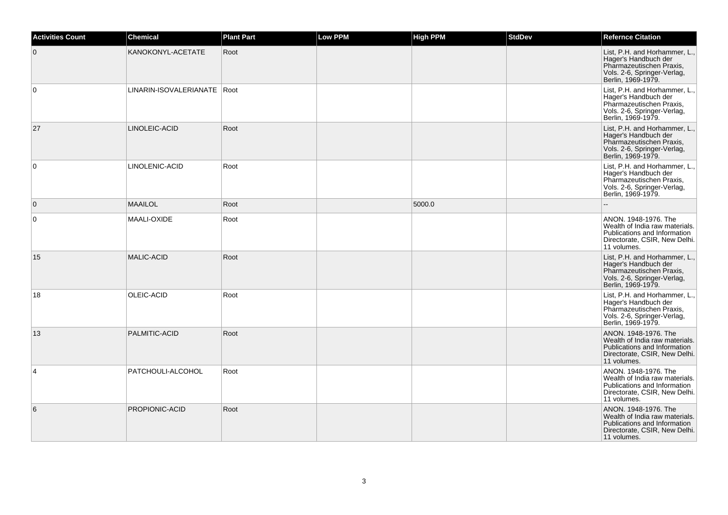| Activities Count | Chemical | Plant Part | Low PPM | High PPM | StdDev | Refernce Citation |
|---|---|---|---|---|---|---|
| 0 | KANOKONYL-ACETATE | Root | | | | List, P.H. and Horhammer, L., Hager's Handbuch der Pharmazeutischen Praxis, Vols. 2-6, Springer-Verlag, Berlin, 1969-1979. |
| 0 | LINARIN-ISOVALERIANATE | Root | | | | List, P.H. and Horhammer, L., Hager's Handbuch der Pharmazeutischen Praxis, Vols. 2-6, Springer-Verlag, Berlin, 1969-1979. |
| 27 | LINOLEIC-ACID | Root | | | | List, P.H. and Horhammer, L., Hager's Handbuch der Pharmazeutischen Praxis, Vols. 2-6, Springer-Verlag, Berlin, 1969-1979. |
| 0 | LINOLENIC-ACID | Root | | | | List, P.H. and Horhammer, L., Hager's Handbuch der Pharmazeutischen Praxis, Vols. 2-6, Springer-Verlag, Berlin, 1969-1979. |
| 0 | MAAILOL | Root | | 5000.0 | | -- |
| 0 | MAALI-OXIDE | Root | | | | ANON. 1948-1976. The Wealth of India raw materials. Publications and Information Directorate, CSIR, New Delhi. 11 volumes. |
| 15 | MALIC-ACID | Root | | | | List, P.H. and Horhammer, L., Hager's Handbuch der Pharmazeutischen Praxis, Vols. 2-6, Springer-Verlag, Berlin, 1969-1979. |
| 18 | OLEIC-ACID | Root | | | | List, P.H. and Horhammer, L., Hager's Handbuch der Pharmazeutischen Praxis, Vols. 2-6, Springer-Verlag, Berlin, 1969-1979. |
| 13 | PALMITIC-ACID | Root | | | | ANON. 1948-1976. The Wealth of India raw materials. Publications and Information Directorate, CSIR, New Delhi. 11 volumes. |
| 4 | PATCHOULI-ALCOHOL | Root | | | | ANON. 1948-1976. The Wealth of India raw materials. Publications and Information Directorate, CSIR, New Delhi. 11 volumes. |
| 6 | PROPIONIC-ACID | Root | | | | ANON. 1948-1976. The Wealth of India raw materials. Publications and Information Directorate, CSIR, New Delhi. 11 volumes. |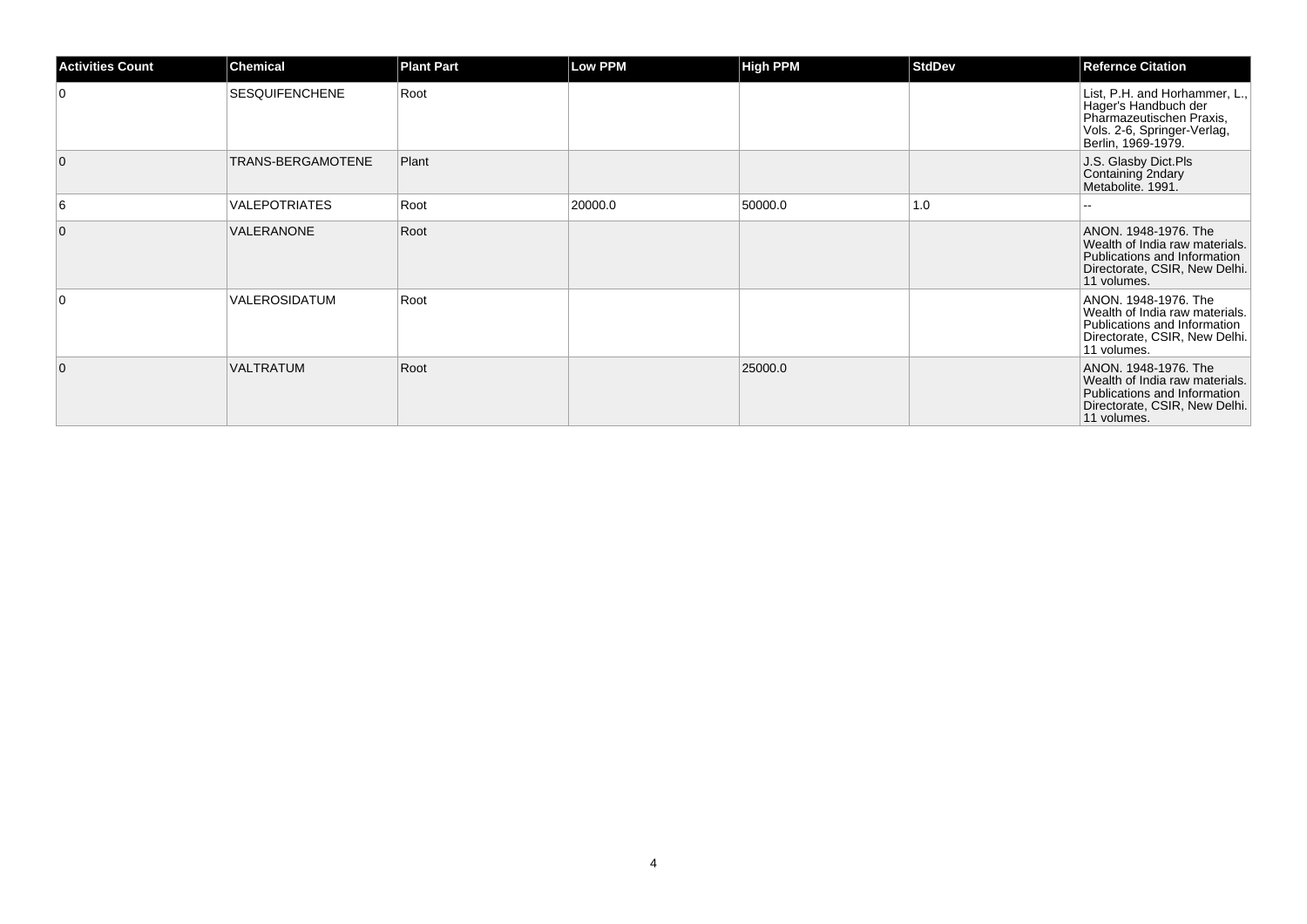| Activities Count | Chemical | Plant Part | Low PPM | High PPM | StdDev | Refernce Citation |
| --- | --- | --- | --- | --- | --- | --- |
| 0 | SESQUIFENCHENE | Root | | | | List, P.H. and Horhammer, L., Hager's Handbuch der Pharmazeutischen Praxis, Vols. 2-6, Springer-Verlag, Berlin, 1969-1979. |
| 0 | TRANS-BERGAMOTENE | Plant | | | | J.S. Glasby Dict.Pls Containing 2ndary Metabolite. 1991. |
| 6 | VALEPOTRIATES | Root | 20000.0 | 50000.0 | 1.0 | -- |
| 0 | VALERANONE | Root | | | | ANON. 1948-1976. The Wealth of India raw materials. Publications and Information Directorate, CSIR, New Delhi. 11 volumes. |
| 0 | VALEROSIDATUM | Root | | | | ANON. 1948-1976. The Wealth of India raw materials. Publications and Information Directorate, CSIR, New Delhi. 11 volumes. |
| 0 | VALTRATUM | Root | | 25000.0 | | ANON. 1948-1976. The Wealth of India raw materials. Publications and Information Directorate, CSIR, New Delhi. 11 volumes. |